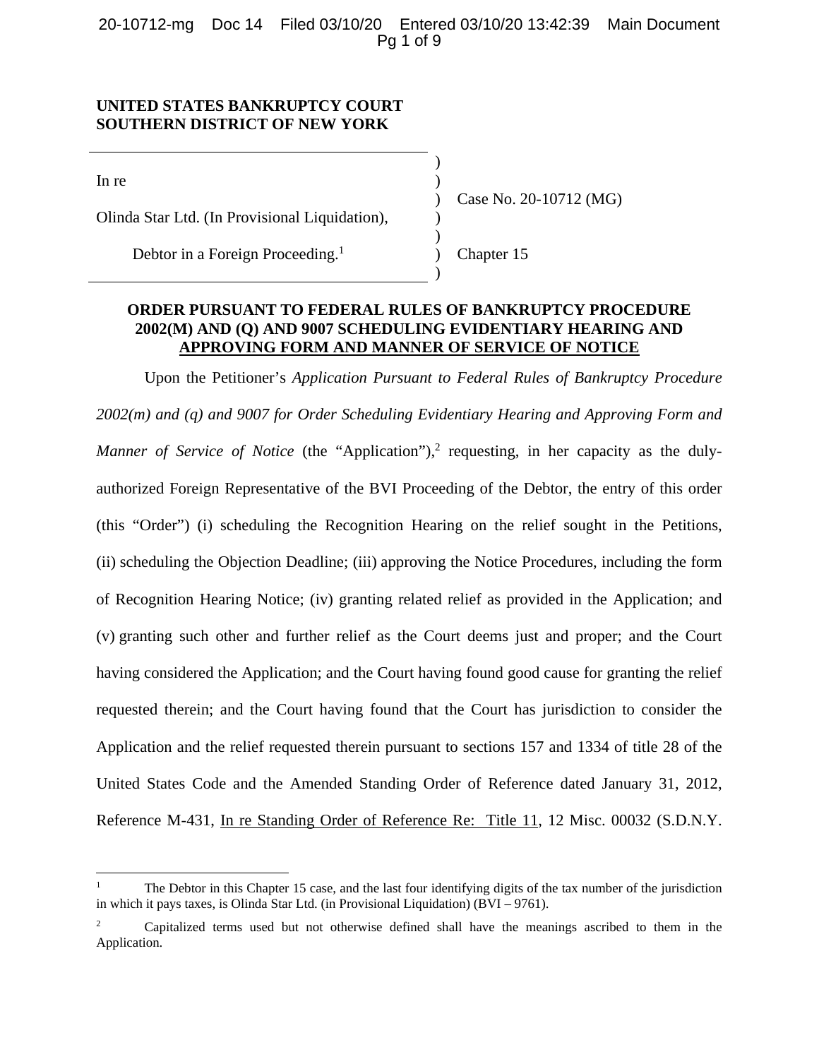**UNITED STATES BANKRUPTCY COURT**
**SOUTHERN DISTRICT OF NEW YORK**

| | |
|---|---|
| In re | |
| Olinda Star Ltd. (In Provisional Liquidation), | Case No. 20-10712 (MG) |
| Debtor in a Foreign Proceeding.[1] | Chapter 15 |

**ORDER PURSUANT TO FEDERAL RULES OF BANKRUPTCY PROCEDURE 2002(M) AND (Q) AND 9007 SCHEDULING EVIDENTIARY HEARING AND APPROVING FORM AND MANNER OF SERVICE OF NOTICE**

Upon the Petitioner's *Application Pursuant to Federal Rules of Bankruptcy Procedure 2002(m) and (q) and 9007 for Order Scheduling Evidentiary Hearing and Approving Form and Manner of Service of Notice* (the "Application"),[2] requesting, in her capacity as the duly-authorized Foreign Representative of the BVI Proceeding of the Debtor, the entry of this order (this "Order") (i) scheduling the Recognition Hearing on the relief sought in the Petitions, (ii) scheduling the Objection Deadline; (iii) approving the Notice Procedures, including the form of Recognition Hearing Notice; (iv) granting related relief as provided in the Application; and (v) granting such other and further relief as the Court deems just and proper; and the Court having considered the Application; and the Court having found good cause for granting the relief requested therein; and the Court having found that the Court has jurisdiction to consider the Application and the relief requested therein pursuant to sections 157 and 1334 of title 28 of the United States Code and the Amended Standing Order of Reference dated January 31, 2012, Reference M-431, In re Standing Order of Reference Re: Title 11, 12 Misc. 00032 (S.D.N.Y.

---

[1] The Debtor in this Chapter 15 case, and the last four identifying digits of the tax number of the jurisdiction in which it pays taxes, is Olinda Star Ltd. (in Provisional Liquidation) (BVI – 9761).

[2] Capitalized terms used but not otherwise defined shall have the meanings ascribed to them in the Application.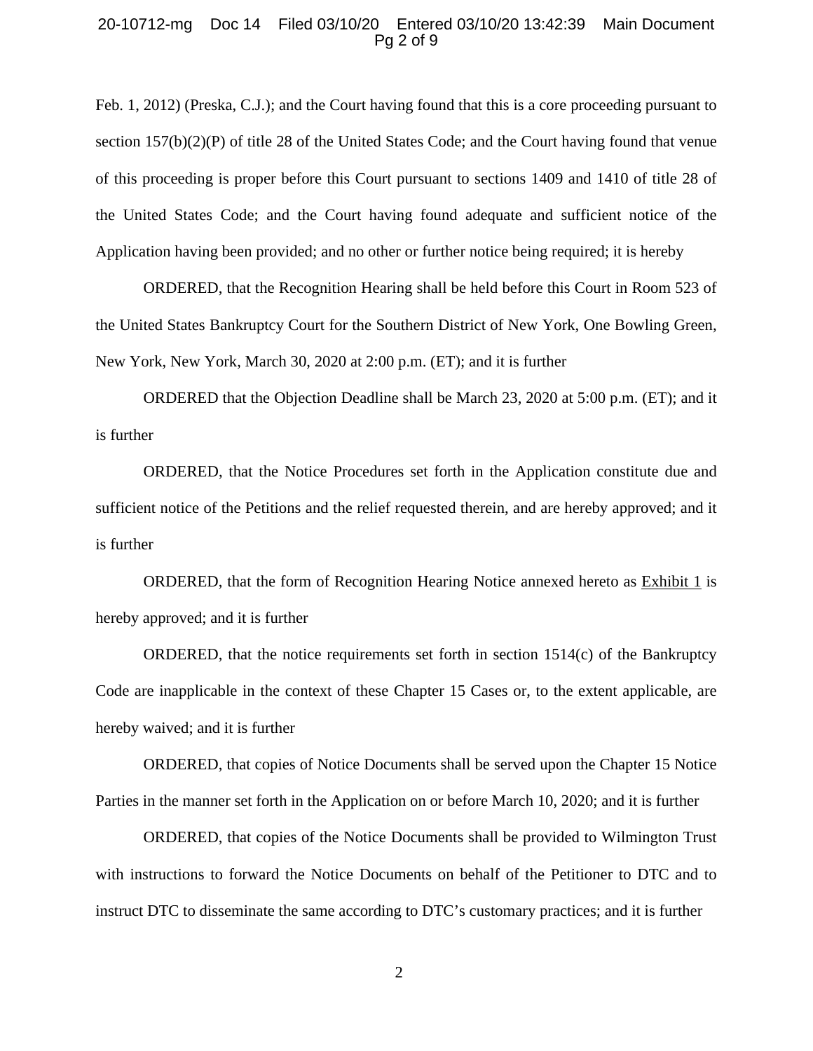Feb. 1, 2012) (Preska, C.J.); and the Court having found that this is a core proceeding pursuant to section 157(b)(2)(P) of title 28 of the United States Code; and the Court having found that venue of this proceeding is proper before this Court pursuant to sections 1409 and 1410 of title 28 of the United States Code; and the Court having found adequate and sufficient notice of the Application having been provided; and no other or further notice being required; it is hereby

ORDERED, that the Recognition Hearing shall be held before this Court in Room 523 of the United States Bankruptcy Court for the Southern District of New York, One Bowling Green, New York, New York, March 30, 2020 at 2:00 p.m. (ET); and it is further

ORDERED that the Objection Deadline shall be March 23, 2020 at 5:00 p.m. (ET); and it is further

ORDERED, that the Notice Procedures set forth in the Application constitute due and sufficient notice of the Petitions and the relief requested therein, and are hereby approved; and it is further

ORDERED, that the form of Recognition Hearing Notice annexed hereto as Exhibit 1 is hereby approved; and it is further

ORDERED, that the notice requirements set forth in section 1514(c) of the Bankruptcy Code are inapplicable in the context of these Chapter 15 Cases or, to the extent applicable, are hereby waived; and it is further

ORDERED, that copies of Notice Documents shall be served upon the Chapter 15 Notice Parties in the manner set forth in the Application on or before March 10, 2020; and it is further

ORDERED, that copies of the Notice Documents shall be provided to Wilmington Trust with instructions to forward the Notice Documents on behalf of the Petitioner to DTC and to instruct DTC to disseminate the same according to DTC's customary practices; and it is further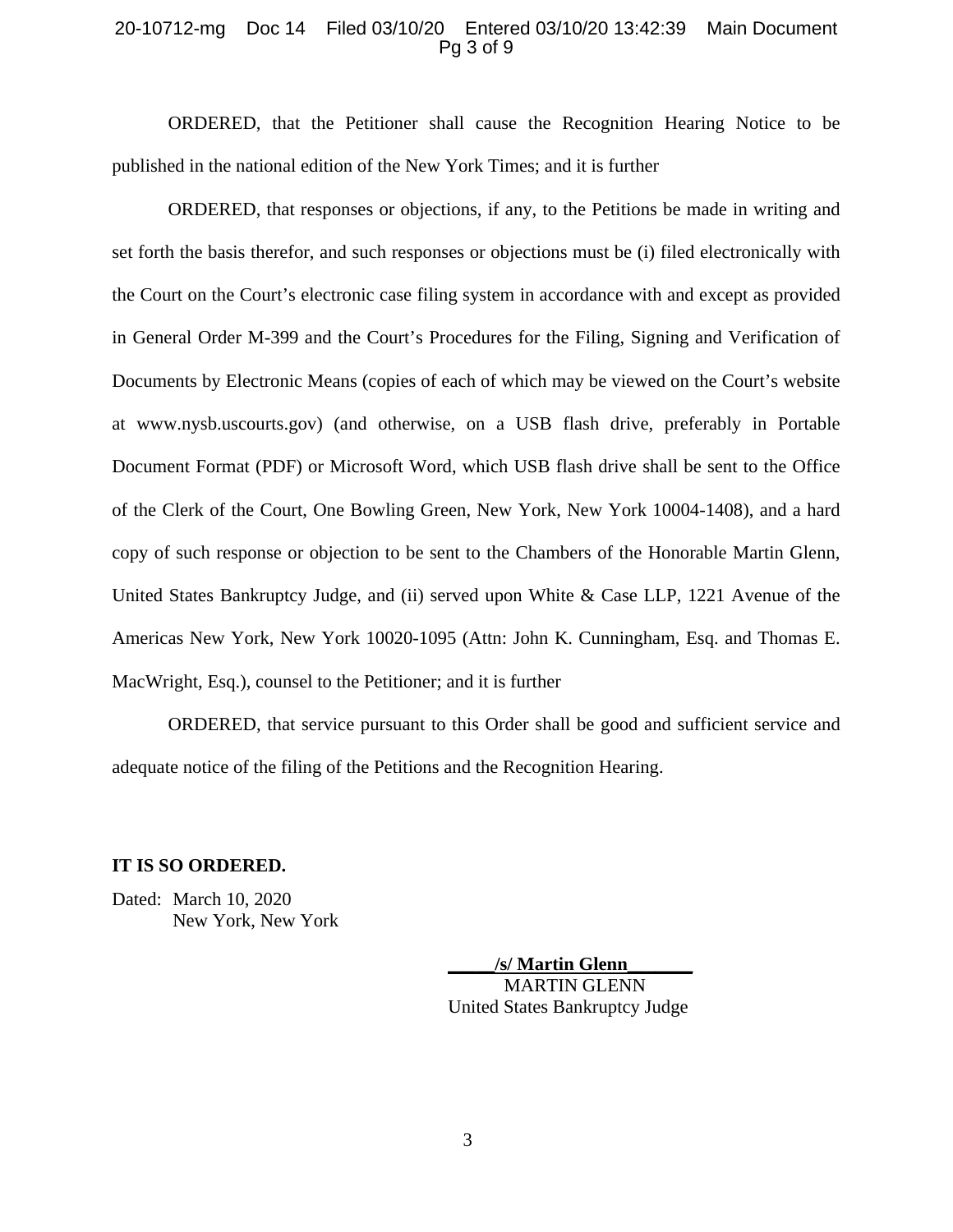ORDERED, that the Petitioner shall cause the Recognition Hearing Notice to be published in the national edition of the New York Times; and it is further

ORDERED, that responses or objections, if any, to the Petitions be made in writing and set forth the basis therefor, and such responses or objections must be (i) filed electronically with the Court on the Court's electronic case filing system in accordance with and except as provided in General Order M-399 and the Court's Procedures for the Filing, Signing and Verification of Documents by Electronic Means (copies of each of which may be viewed on the Court's website at www.nysb.uscourts.gov) (and otherwise, on a USB flash drive, preferably in Portable Document Format (PDF) or Microsoft Word, which USB flash drive shall be sent to the Office of the Clerk of the Court, One Bowling Green, New York, New York 10004-1408), and a hard copy of such response or objection to be sent to the Chambers of the Honorable Martin Glenn, United States Bankruptcy Judge, and (ii) served upon White & Case LLP, 1221 Avenue of the Americas New York, New York 10020-1095 (Attn: John K. Cunningham, Esq. and Thomas E. MacWright, Esq.), counsel to the Petitioner; and it is further

ORDERED, that service pursuant to this Order shall be good and sufficient service and adequate notice of the filing of the Petitions and the Recognition Hearing.

**IT IS SO ORDERED.**

Dated: March 10, 2020
New York, New York

**/s/ Martin Glenn**
MARTIN GLENN
United States Bankruptcy Judge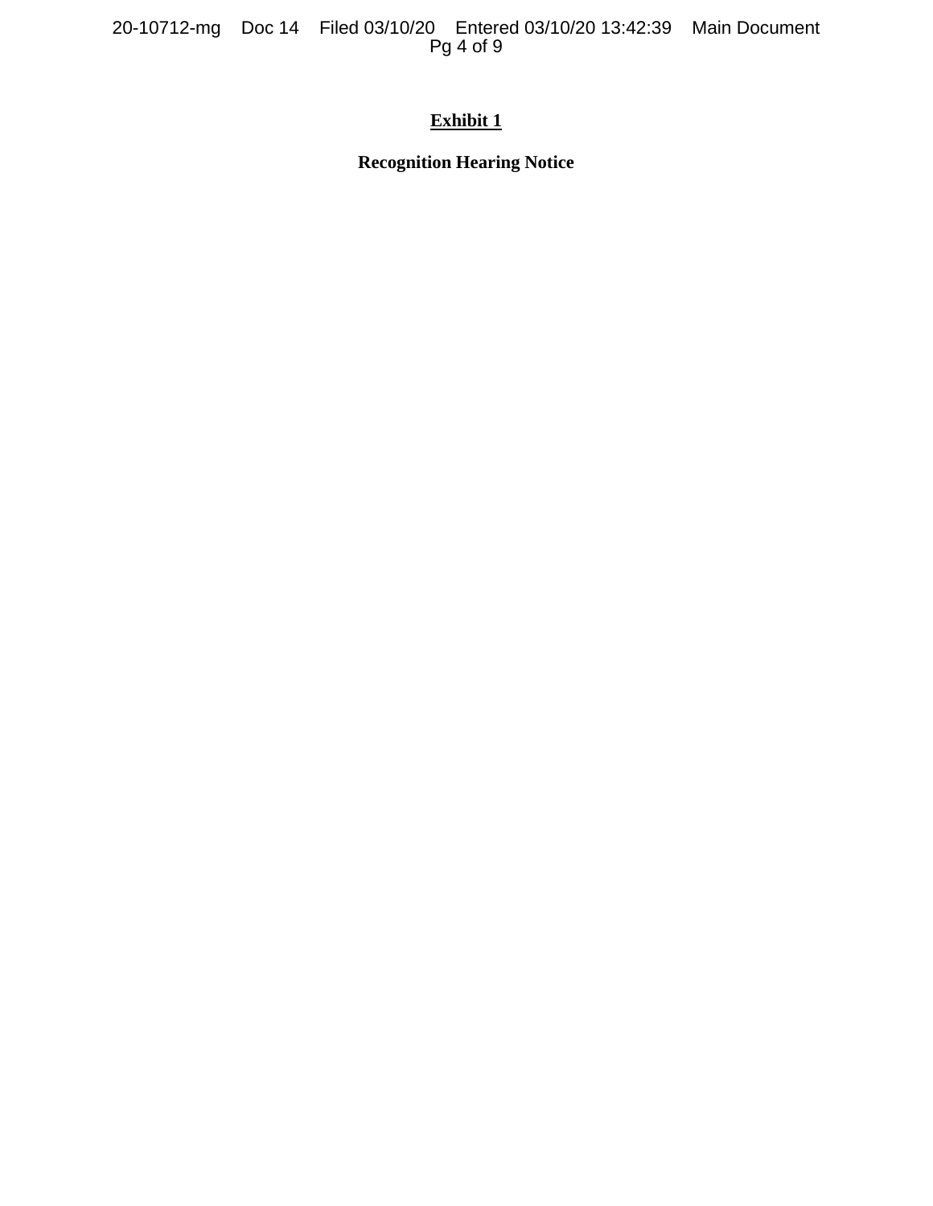**Exhibit 1**

**Recognition Hearing Notice**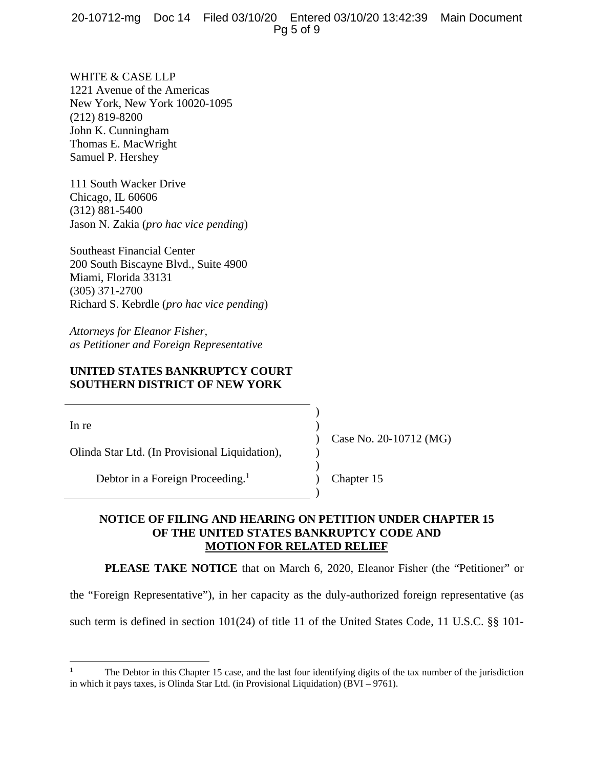WHITE & CASE LLP
1221 Avenue of the Americas
New York, New York 10020-1095
(212) 819-8200
John K. Cunningham
Thomas E. MacWright
Samuel P. Hershey

111 South Wacker Drive
Chicago, IL 60606
(312) 881-5400
Jason N. Zakia (*pro hac vice pending*)

Southeast Financial Center
200 South Biscayne Blvd., Suite 4900
Miami, Florida 33131
(305) 371-2700
Richard S. Kebrdle (*pro hac vice pending*)

*Attorneys for Eleanor Fisher,*
*as Petitioner and Foreign Representative*

**UNITED STATES BANKRUPTCY COURT**
**SOUTHERN DISTRICT OF NEW YORK**

| | |
|---|---|
| In re | |
| Olinda Star Ltd. (In Provisional Liquidation), | Case No. 20-10712 (MG) |
| Debtor in a Foreign Proceeding.[1] | Chapter 15 |

**NOTICE OF FILING AND HEARING ON PETITION UNDER CHAPTER 15 OF THE UNITED STATES BANKRUPTCY CODE AND MOTION FOR RELATED RELIEF**

**PLEASE TAKE NOTICE** that on March 6, 2020, Eleanor Fisher (the "Petitioner" or the "Foreign Representative"), in her capacity as the duly-authorized foreign representative (as such term is defined in section 101(24) of title 11 of the United States Code, 11 U.S.C. §§ 101-

[1] The Debtor in this Chapter 15 case, and the last four identifying digits of the tax number of the jurisdiction in which it pays taxes, is Olinda Star Ltd. (in Provisional Liquidation) (BVI – 9761).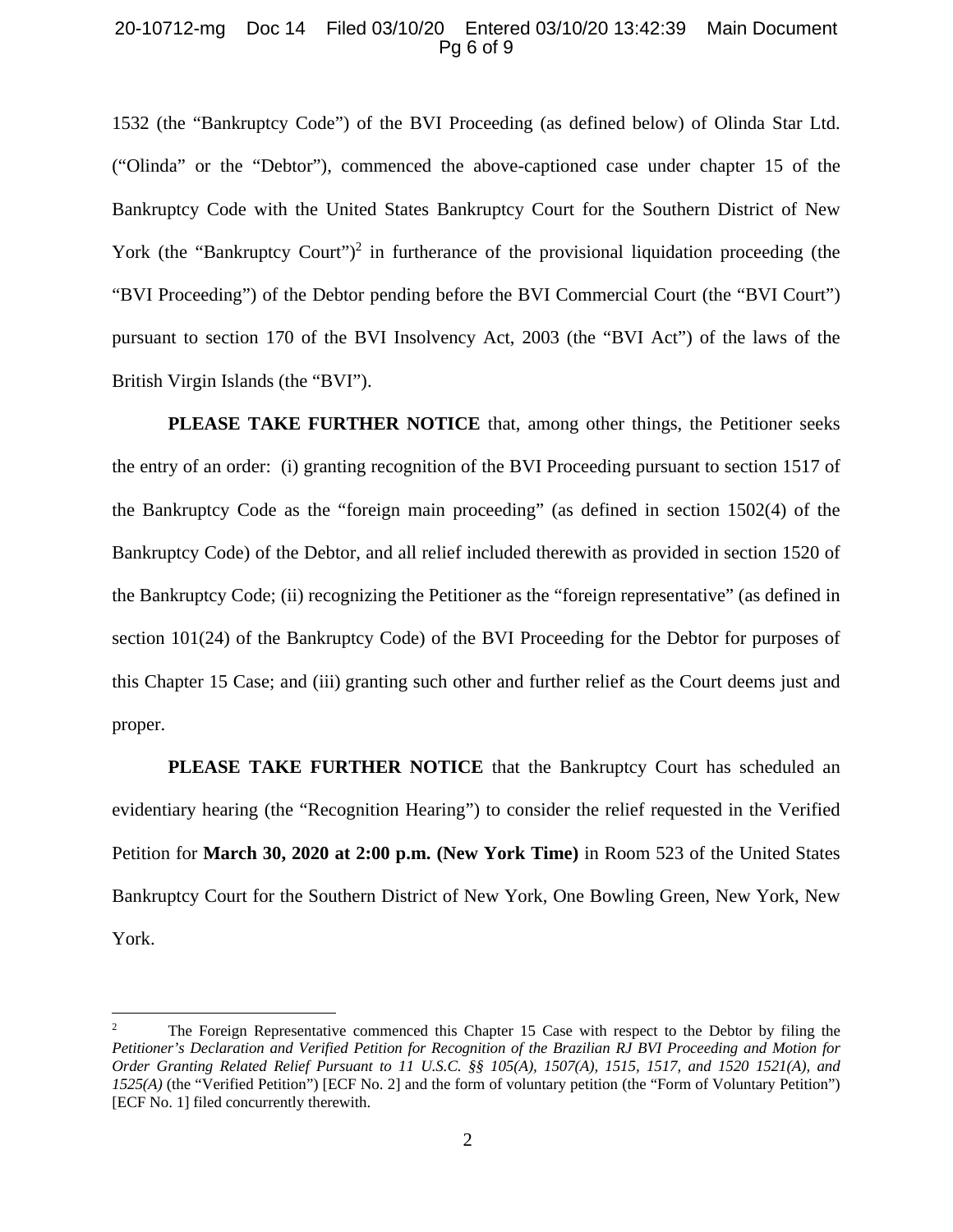1532 (the "Bankruptcy Code") of the BVI Proceeding (as defined below) of Olinda Star Ltd. ("Olinda" or the "Debtor"), commenced the above-captioned case under chapter 15 of the Bankruptcy Code with the United States Bankruptcy Court for the Southern District of New York (the "Bankruptcy Court")[2] in furtherance of the provisional liquidation proceeding (the "BVI Proceeding") of the Debtor pending before the BVI Commercial Court (the "BVI Court") pursuant to section 170 of the BVI Insolvency Act, 2003 (the "BVI Act") of the laws of the British Virgin Islands (the "BVI").

**PLEASE TAKE FURTHER NOTICE** that, among other things, the Petitioner seeks the entry of an order: (i) granting recognition of the BVI Proceeding pursuant to section 1517 of the Bankruptcy Code as the "foreign main proceeding" (as defined in section 1502(4) of the Bankruptcy Code) of the Debtor, and all relief included therewith as provided in section 1520 of the Bankruptcy Code; (ii) recognizing the Petitioner as the "foreign representative" (as defined in section 101(24) of the Bankruptcy Code) of the BVI Proceeding for the Debtor for purposes of this Chapter 15 Case; and (iii) granting such other and further relief as the Court deems just and proper.

**PLEASE TAKE FURTHER NOTICE** that the Bankruptcy Court has scheduled an evidentiary hearing (the "Recognition Hearing") to consider the relief requested in the Verified Petition for **March 30, 2020 at 2:00 p.m. (New York Time)** in Room 523 of the United States Bankruptcy Court for the Southern District of New York, One Bowling Green, New York, New York.

---

[2] The Foreign Representative commenced this Chapter 15 Case with respect to the Debtor by filing the *Petitioner's Declaration and Verified Petition for Recognition of the Brazilian RJ BVI Proceeding and Motion for Order Granting Related Relief Pursuant to 11 U.S.C. §§ 105(A), 1507(A), 1515, 1517, and 1520 1521(A), and 1525(A)* (the "Verified Petition") [ECF No. 2] and the form of voluntary petition (the "Form of Voluntary Petition") [ECF No. 1] filed concurrently therewith.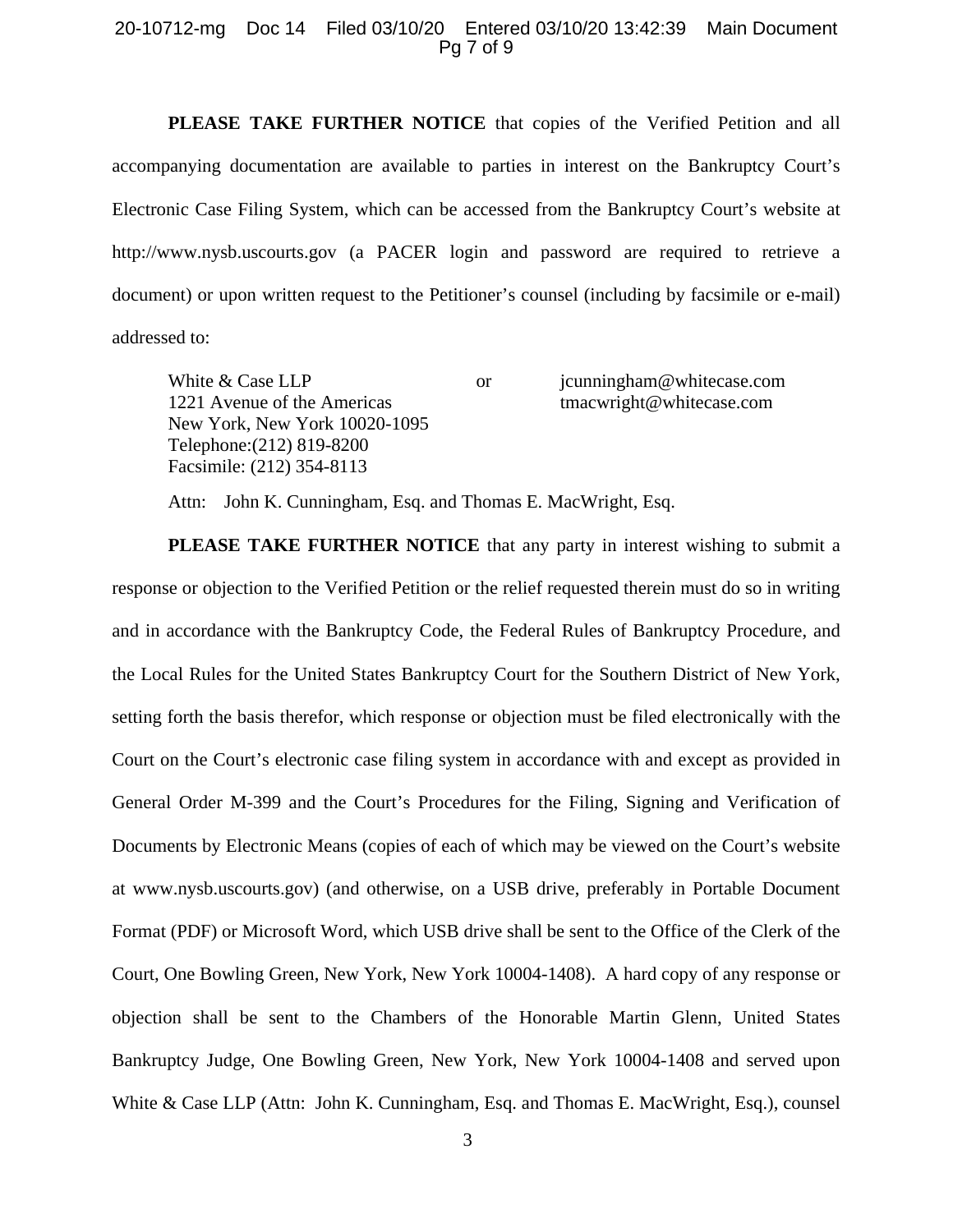**PLEASE TAKE FURTHER NOTICE** that copies of the Verified Petition and all accompanying documentation are available to parties in interest on the Bankruptcy Court's Electronic Case Filing System, which can be accessed from the Bankruptcy Court's website at http://www.nysb.uscourts.gov (a PACER login and password are required to retrieve a document) or upon written request to the Petitioner's counsel (including by facsimile or e-mail) addressed to:

| | | |
|---|---|---|
| White & Case LLP<br>1221 Avenue of the Americas<br>New York, New York 10020-1095<br>Telephone:(212) 819-8200<br>Facsimile: (212) 354-8113 | or | jcunningham@whitecase.com<br>tmacwright@whitecase.com |

Attn: John K. Cunningham, Esq. and Thomas E. MacWright, Esq.

**PLEASE TAKE FURTHER NOTICE** that any party in interest wishing to submit a response or objection to the Verified Petition or the relief requested therein must do so in writing and in accordance with the Bankruptcy Code, the Federal Rules of Bankruptcy Procedure, and the Local Rules for the United States Bankruptcy Court for the Southern District of New York, setting forth the basis therefor, which response or objection must be filed electronically with the Court on the Court's electronic case filing system in accordance with and except as provided in General Order M-399 and the Court's Procedures for the Filing, Signing and Verification of Documents by Electronic Means (copies of each of which may be viewed on the Court's website at www.nysb.uscourts.gov) (and otherwise, on a USB drive, preferably in Portable Document Format (PDF) or Microsoft Word, which USB drive shall be sent to the Office of the Clerk of the Court, One Bowling Green, New York, New York 10004-1408). A hard copy of any response or objection shall be sent to the Chambers of the Honorable Martin Glenn, United States Bankruptcy Judge, One Bowling Green, New York, New York 10004-1408 and served upon White & Case LLP (Attn: John K. Cunningham, Esq. and Thomas E. MacWright, Esq.), counsel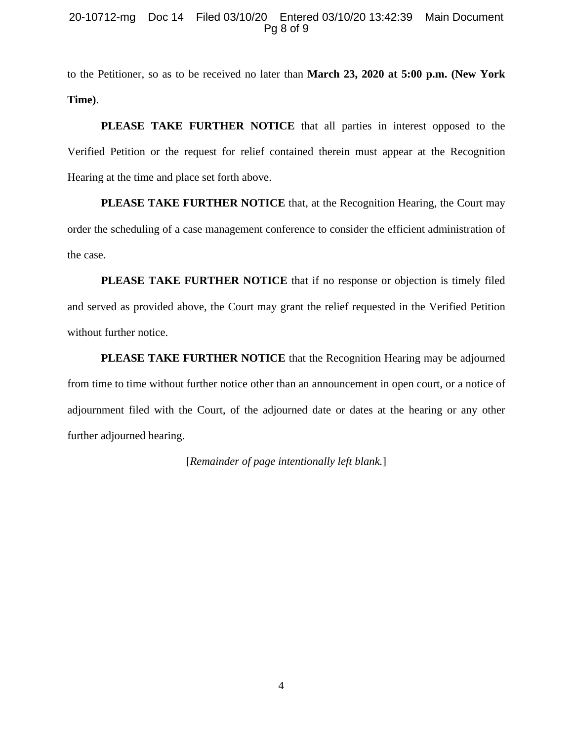to the Petitioner, so as to be received no later than **March 23, 2020 at 5:00 p.m. (New York Time)**.

**PLEASE TAKE FURTHER NOTICE** that all parties in interest opposed to the Verified Petition or the request for relief contained therein must appear at the Recognition Hearing at the time and place set forth above.

**PLEASE TAKE FURTHER NOTICE** that, at the Recognition Hearing, the Court may order the scheduling of a case management conference to consider the efficient administration of the case.

**PLEASE TAKE FURTHER NOTICE** that if no response or objection is timely filed and served as provided above, the Court may grant the relief requested in the Verified Petition without further notice.

**PLEASE TAKE FURTHER NOTICE** that the Recognition Hearing may be adjourned from time to time without further notice other than an announcement in open court, or a notice of adjournment filed with the Court, of the adjourned date or dates at the hearing or any other further adjourned hearing.

[*Remainder of page intentionally left blank.*]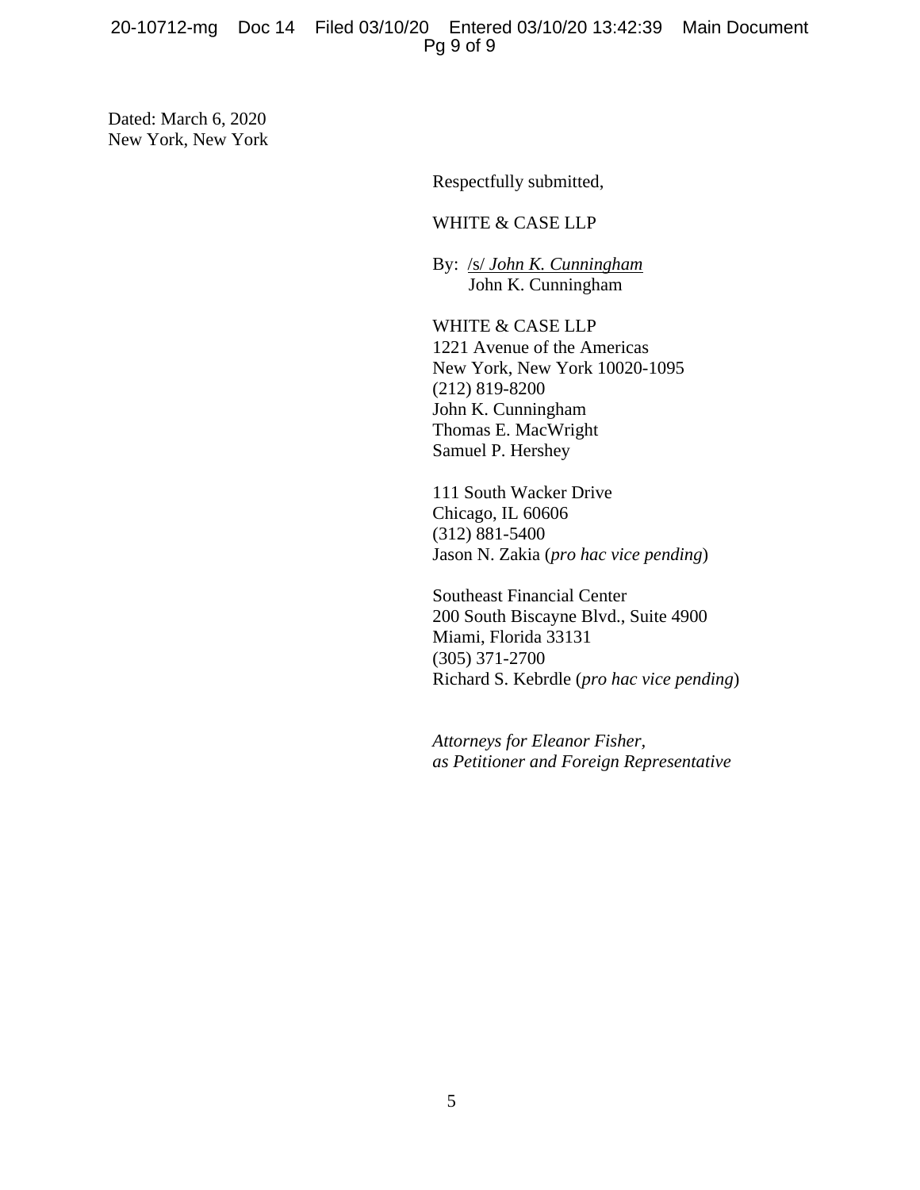Dated: March 6, 2020
New York, New York

Respectfully submitted,

WHITE & CASE LLP

By: /s/ *John K. Cunningham*
John K. Cunningham

WHITE & CASE LLP
1221 Avenue of the Americas
New York, New York 10020-1095
(212) 819-8200
John K. Cunningham
Thomas E. MacWright
Samuel P. Hershey

111 South Wacker Drive
Chicago, IL 60606
(312) 881-5400
Jason N. Zakia (*pro hac vice pending*)

Southeast Financial Center
200 South Biscayne Blvd., Suite 4900
Miami, Florida 33131
(305) 371-2700
Richard S. Kebrdle (*pro hac vice pending*)

*Attorneys for Eleanor Fisher, as Petitioner and Foreign Representative*